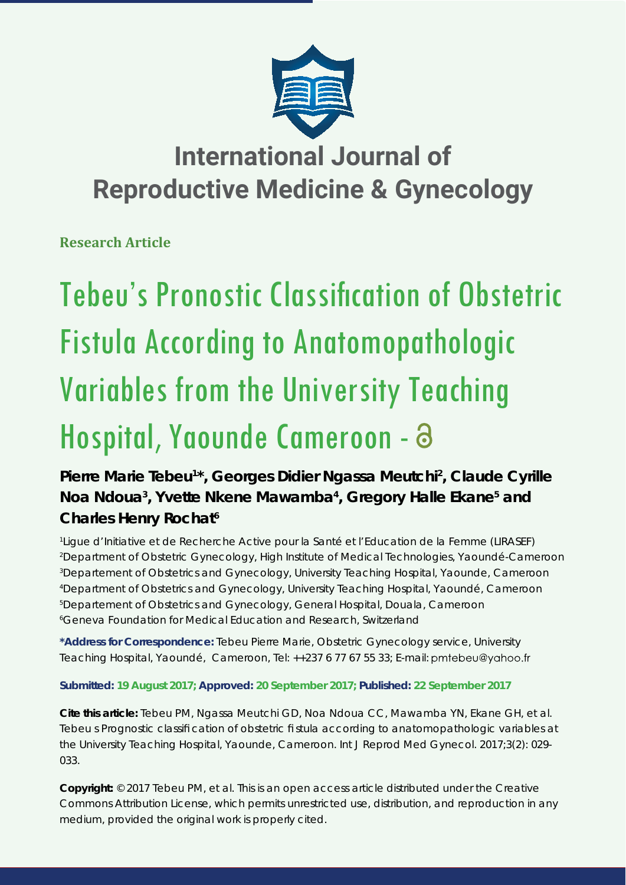# International Journal of Reproductive Medicine & Gynecology

**Research Article**

# Tebeu's Pronostic Classification of Obstetric Fistula According to Anatomopathologic Variables from the University Teaching Hospital, Yaounde Cameroon -

**Pierre Marie Tebeu[1]\*, Georges Didier Ngassa Meutchi[2], Claude Cyrille Noa Ndoua[3], Yvette Nkene Mawamba[4], Gregory Halle Ekane[5] and Charles Henry Rochat[6]**

[1]Ligue d'Initiative et de Recherche Active pour la Santé et l'Education de la Femme (LIRASEF)
[2]Department of Obstetric Gynecology, High Institute of Medical Technologies, Yaoundé-Cameroon
[3]Departement of Obstetrics and Gynecology, University Teaching Hospital, Yaounde, Cameroon
[4]Department of Obstetrics and Gynecology, University Teaching Hospital, Yaoundé, Cameroon
[5]Departement of Obstetrics and Gynecology, General Hospital, Douala, Cameroon
[6]Geneva Foundation for Medical Education and Research, Switzerland

**\*Address for Correspondence:** Tebeu Pierre Marie, Obstetric Gynecology service, University Teaching Hospital, Yaoundé, Cameroon, Tel: ++237 6 77 67 55 33; E-mail: pmtebeu@yahoo.fr

**Submitted: 19 August 2017; Approved: 20 September 2017; Published: 22 September 2017**

**Cite this article:** Tebeu PM, Ngassa Meutchi GD, Noa Ndoua CC, Mawamba YN, Ekane GH, et al. Tebeu s Prognostic classification of obstetric fistula according to anatomopathologic variables at the University Teaching Hospital, Yaounde, Cameroon. Int J Reprod Med Gynecol. 2017;3(2): 029-033.

**Copyright:** © 2017 Tebeu PM, et al. This is an open access article distributed under the Creative Commons Attribution License, which permits unrestricted use, distribution, and reproduction in any medium, provided the original work is properly cited.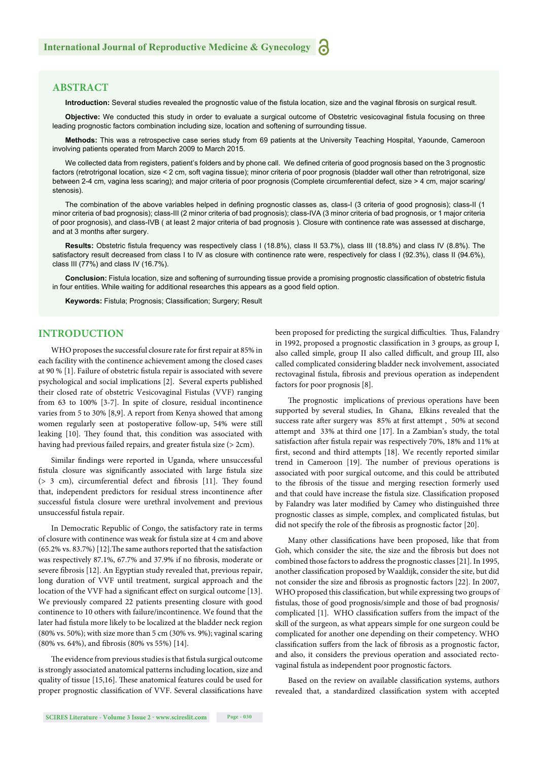## ABSTRACT

**Introduction:** Several studies revealed the prognostic value of the fistula location, size and the vaginal fibrosis on surgical result.

**Objective:** We conducted this study in order to evaluate a surgical outcome of Obstetric vesicovaginal fistula focusing on three leading prognostic factors combination including size, location and softening of surrounding tissue.

**Methods:** This was a retrospective case series study from 69 patients at the University Teaching Hospital, Yaounde, Cameroon involving patients operated from March 2009 to March 2015.

We collected data from registers, patient's folders and by phone call. We defined criteria of good prognosis based on the 3 prognostic factors (retrotrigonal location, size < 2 cm, soft vagina tissue); minor criteria of poor prognosis (bladder wall other than retrotrigonal, size between 2-4 cm, vagina less scaring); and major criteria of poor prognosis (Complete circumferential defect, size > 4 cm, major scaring/ stenosis).

The combination of the above variables helped in defining prognostic classes as, class-I (3 criteria of good prognosis); class-II (1 minor criteria of bad prognosis); class-III (2 minor criteria of bad prognosis); class-IVA (3 minor criteria of bad prognosis, or 1 major criteria of poor prognosis), and class-IVB ( at least 2 major criteria of bad prognosis ). Closure with continence rate was assessed at discharge, and at 3 months after surgery.

**Results:** Obstetric fistula frequency was respectively class I (18.8%), class II 53.7%), class III (18.8%) and class IV (8.8%). The satisfactory result decreased from class I to IV as closure with continence rate were, respectively for class I (92.3%), class II (94.6%), class III (77%) and class IV (16.7%).

**Conclusion:** Fistula location, size and softening of surrounding tissue provide a promising prognostic classification of obstetric fistula in four entities. While waiting for additional researches this appears as a good field option.

**Keywords:** Fistula; Prognosis; Classification; Surgery; Result

## INTRODUCTION

WHO proposes the successful closure rate for first repair at 85% in each facility with the continence achievement among the closed cases at 90 % [1]. Failure of obstetric fistula repair is associated with severe psychological and social implications [2]. Several experts published their closed rate of obstetric Vesicovaginal Fistulas (VVF) ranging from 63 to 100% [3-7]. In spite of closure, residual incontinence varies from 5 to 30% [8,9]. A report from Kenya showed that among women regularly seen at postoperative follow-up, 54% were still leaking [10]. They found that, this condition was associated with having had previous failed repairs, and greater fistula size (> 2cm).

Similar findings were reported in Uganda, where unsuccessful fistula closure was significantly associated with large fistula size (> 3 cm), circumferential defect and fibrosis [11]. They found that, independent predictors for residual stress incontinence after successful fistula closure were urethral involvement and previous unsuccessful fistula repair.

In Democratic Republic of Congo, the satisfactory rate in terms of closure with continence was weak for fistula size at 4 cm and above (65.2% vs. 83.7%) [12].The same authors reported that the satisfaction was respectively 87.1%, 67.7% and 37.9% if no fibrosis, moderate or severe fibrosis [12]. An Egyptian study revealed that, previous repair, long duration of VVF until treatment, surgical approach and the location of the VVF had a significant effect on surgical outcome [13]. We previously compared 22 patients presenting closure with good continence to 10 others with failure/incontinence. We found that the later had fistula more likely to be localized at the bladder neck region (80% vs. 50%); with size more than 5 cm (30% vs. 9%); vaginal scaring (80% vs. 64%), and fibrosis (80% vs 55%) [14].

The evidence from previous studies is that fistula surgical outcome is strongly associated anatomical patterns including location, size and quality of tissue [15,16]. These anatomical features could be used for proper prognostic classification of VVF. Several classifications have been proposed for predicting the surgical difficulties. Thus, Falandry in 1992, proposed a prognostic classification in 3 groups, as group I, also called simple, group II also called difficult, and group III, also called complicated considering bladder neck involvement, associated rectovaginal fistula, fibrosis and previous operation as independent factors for poor prognosis [8].

The prognostic implications of previous operations have been supported by several studies, In Ghana, Elkins revealed that the success rate after surgery was 85% at first attempt , 50% at second attempt and 33% at third one [17]. In a Zambian's study, the total satisfaction after fistula repair was respectively 70%, 18% and 11% at first, second and third attempts [18]. We recently reported similar trend in Cameroon [19]. The number of previous operations is associated with poor surgical outcome, and this could be attributed to the fibrosis of the tissue and merging resection formerly used and that could have increase the fistula size. Classification proposed by Falandry was later modified by Camey who distinguished three prognostic classes as simple, complex, and complicated fistulas, but did not specify the role of the fibrosis as prognostic factor [20].

Many other classifications have been proposed, like that from Goh, which consider the site, the size and the fibrosis but does not combined those factors to address the prognostic classes [21]. In 1995, another classification proposed by Waaldijk, consider the site, but did not consider the size and fibrosis as prognostic factors [22]. In 2007, WHO proposed this classification, but while expressing two groups of fistulas, those of good prognosis/simple and those of bad prognosis/ complicated [1]. WHO classification suffers from the impact of the skill of the surgeon, as what appears simple for one surgeon could be complicated for another one depending on their competency. WHO classification suffers from the lack of fibrosis as a prognostic factor, and also, it considers the previous operation and associated recto-vaginal fistula as independent poor prognostic factors.

Based on the review on available classification systems, authors revealed that, a standardized classification system with accepted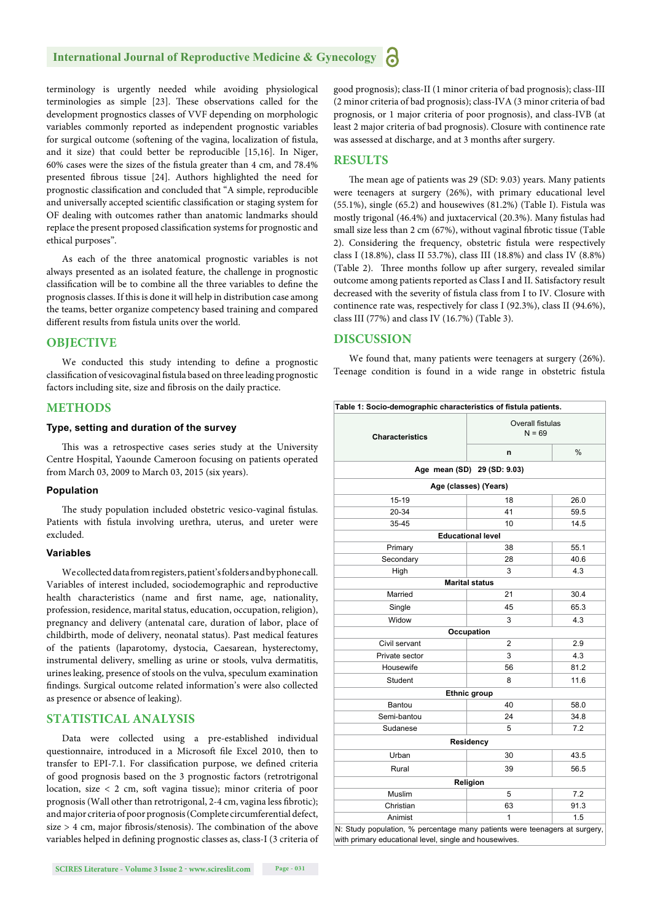terminology is urgently needed while avoiding physiological terminologies as simple [23]. These observations called for the development prognostics classes of VVF depending on morphologic variables commonly reported as independent prognostic variables for surgical outcome (softening of the vagina, localization of fistula, and it size) that could better be reproducible [15,16]. In Niger, 60% cases were the sizes of the fistula greater than 4 cm, and 78.4% presented fibrous tissue [24]. Authors highlighted the need for prognostic classification and concluded that "A simple, reproducible and universally accepted scientific classification or staging system for OF dealing with outcomes rather than anatomic landmarks should replace the present proposed classification systems for prognostic and ethical purposes".

As each of the three anatomical prognostic variables is not always presented as an isolated feature, the challenge in prognostic classification will be to combine all the three variables to define the prognosis classes. If this is done it will help in distribution case among the teams, better organize competency based training and compared different results from fistula units over the world.

## OBJECTIVE

We conducted this study intending to define a prognostic classification of vesicovaginal fistula based on three leading prognostic factors including site, size and fibrosis on the daily practice.

## METHODS

### Type, setting and duration of the survey

This was a retrospective cases series study at the University Centre Hospital, Yaounde Cameroon focusing on patients operated from March 03, 2009 to March 03, 2015 (six years).

### Population

The study population included obstetric vesico-vaginal fistulas. Patients with fistula involving urethra, uterus, and ureter were excluded.

### Variables

We collected data from registers, patient's folders and by phone call. Variables of interest included, sociodemographic and reproductive health characteristics (name and first name, age, nationality, profession, residence, marital status, education, occupation, religion), pregnancy and delivery (antenatal care, duration of labor, place of childbirth, mode of delivery, neonatal status). Past medical features of the patients (laparotomy, dystocia, Caesarean, hysterectomy, instrumental delivery, smelling as urine or stools, vulva dermatitis, urines leaking, presence of stools on the vulva, speculum examination findings. Surgical outcome related information's were also collected as presence or absence of leaking).

## STATISTICAL ANALYSIS

Data were collected using a pre-established individual questionnaire, introduced in a Microsoft file Excel 2010, then to transfer to EPI-7.1. For classification purpose, we defined criteria of good prognosis based on the 3 prognostic factors (retrotrigonal location, size < 2 cm, soft vagina tissue); minor criteria of poor prognosis (Wall other than retrotrigonal, 2-4 cm, vagina less fibrotic); and major criteria of poor prognosis (Complete circumferential defect, size > 4 cm, major fibrosis/stenosis). The combination of the above variables helped in defining prognostic classes as, class-I (3 criteria of good prognosis); class-II (1 minor criteria of bad prognosis); class-III (2 minor criteria of bad prognosis); class-IVA (3 minor criteria of bad prognosis, or 1 major criteria of poor prognosis), and class-IVB (at least 2 major criteria of bad prognosis). Closure with continence rate was assessed at discharge, and at 3 months after surgery.

## RESULTS

The mean age of patients was 29 (SD: 9.03) years. Many patients were teenagers at surgery (26%), with primary educational level (55.1%), single (65.2) and housewives (81.2%) (Table I). Fistula was mostly trigonal (46.4%) and juxtacervical (20.3%). Many fistulas had small size less than 2 cm (67%), without vaginal fibrotic tissue (Table 2). Considering the frequency, obstetric fistula were respectively class I (18.8%), class II 53.7%), class III (18.8%) and class IV (8.8%) (Table 2). Three months follow up after surgery, revealed similar outcome among patients reported as Class I and II. Satisfactory result decreased with the severity of fistula class from I to IV. Closure with continence rate was, respectively for class I (92.3%), class II (94.6%), class III (77%) and class IV (16.7%) (Table 3).

## DISCUSSION

We found that, many patients were teenagers at surgery (26%). Teenage condition is found in a wide range in obstetric fistula

**Table 1: Socio-demographic characteristics of fistula patients.**

| Characteristics | Overall fistulas N = 69 | |
|---|---|---|
| | n | % |
| **Age mean (SD) 29 (SD: 9.03)** | | |
| **Age (classes) (Years)** | | |
| 15-19 | 18 | 26.0 |
| 20-34 | 41 | 59.5 |
| 35-45 | 10 | 14.5 |
| **Educational level** | | |
| Primary | 38 | 55.1 |
| Secondary | 28 | 40.6 |
| High | 3 | 4.3 |
| **Marital status** | | |
| Married | 21 | 30.4 |
| Single | 45 | 65.3 |
| Widow | 3 | 4.3 |
| **Occupation** | | |
| Civil servant | 2 | 2.9 |
| Private sector | 3 | 4.3 |
| Housewife | 56 | 81.2 |
| Student | 8 | 11.6 |
| **Ethnic group** | | |
| Bantou | 40 | 58.0 |
| Semi-bantou | 24 | 34.8 |
| Sudanese | 5 | 7.2 |
| **Residency** | | |
| Urban | 30 | 43.5 |
| Rural | 39 | 56.5 |
| **Religion** | | |
| Muslim | 5 | 7.2 |
| Christian | 63 | 91.3 |
| Animist | 1 | 1.5 |

N: Study population, % percentage many patients were teenagers at surgery, with primary educational level, single and housewives.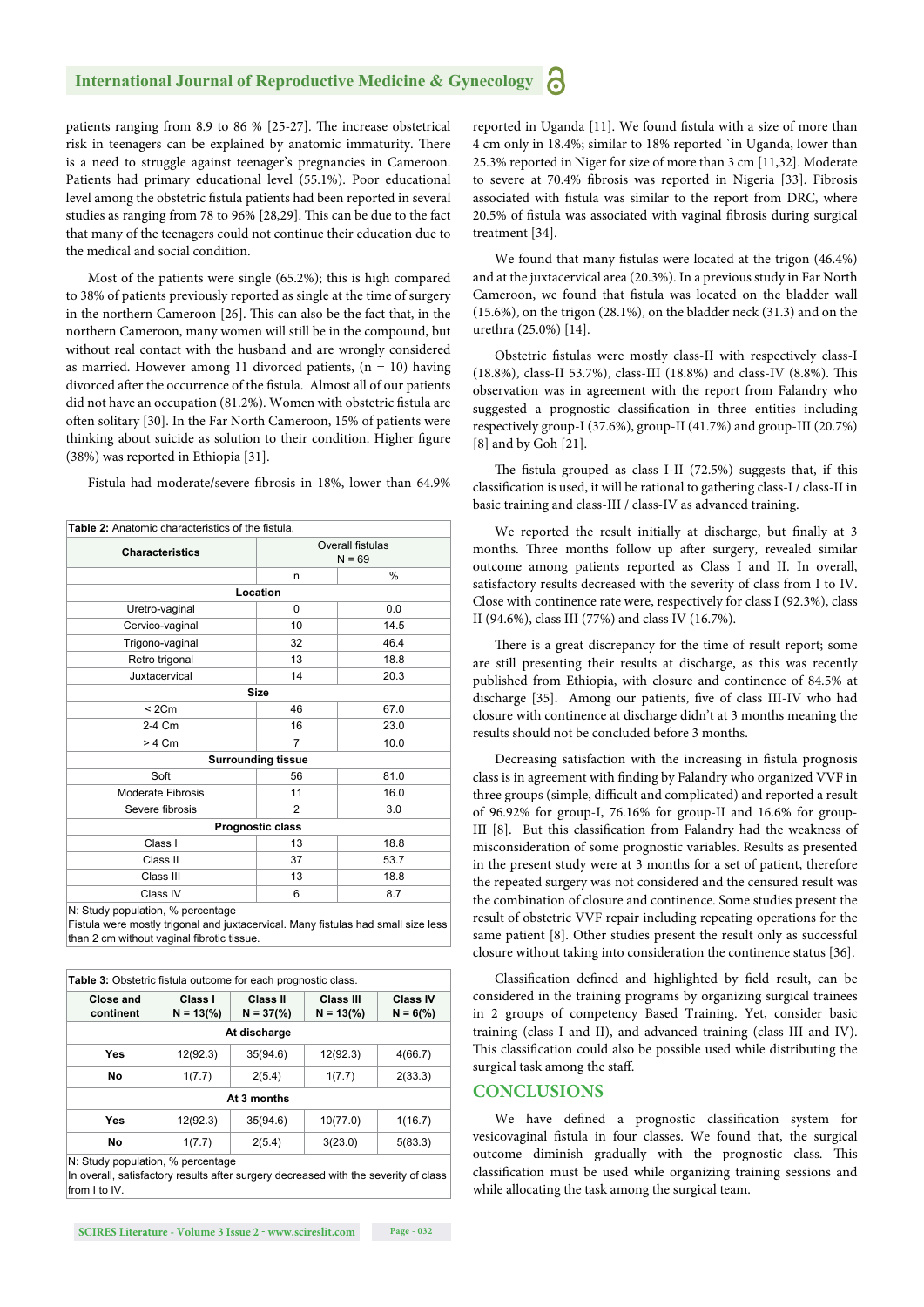patients ranging from 8.9 to 86 % [25-27]. The increase obstetrical risk in teenagers can be explained by anatomic immaturity. There is a need to struggle against teenager's pregnancies in Cameroon. Patients had primary educational level (55.1%). Poor educational level among the obstetric fistula patients had been reported in several studies as ranging from 78 to 96% [28,29]. This can be due to the fact that many of the teenagers could not continue their education due to the medical and social condition.

Most of the patients were single (65.2%); this is high compared to 38% of patients previously reported as single at the time of surgery in the northern Cameroon [26]. This can also be the fact that, in the northern Cameroon, many women will still be in the compound, but without real contact with the husband and are wrongly considered as married. However among 11 divorced patients, (n = 10) having divorced after the occurrence of the fistula. Almost all of our patients did not have an occupation (81.2%). Women with obstetric fistula are often solitary [30]. In the Far North Cameroon, 15% of patients were thinking about suicide as solution to their condition. Higher figure (38%) was reported in Ethiopia [31].

Fistula had moderate/severe fibrosis in 18%, lower than 64.9% reported in Uganda [11]. We found fistula with a size of more than 4 cm only in 18.4%; similar to 18% reported `in Uganda, lower than 25.3% reported in Niger for size of more than 3 cm [11,32]. Moderate to severe at 70.4% fibrosis was reported in Nigeria [33]. Fibrosis associated with fistula was similar to the report from DRC, where 20.5% of fistula was associated with vaginal fibrosis during surgical treatment [34].

We found that many fistulas were located at the trigon (46.4%) and at the juxtacervical area (20.3%). In a previous study in Far North Cameroon, we found that fistula was located on the bladder wall (15.6%), on the trigon (28.1%), on the bladder neck (31.3) and on the urethra (25.0%) [14].

Obstetric fistulas were mostly class-II with respectively class-I (18.8%), class-II 53.7%), class-III (18.8%) and class-IV (8.8%). This observation was in agreement with the report from Falandry who suggested a prognostic classification in three entities including respectively group-I (37.6%), group-II (41.7%) and group-III (20.7%) [8] and by Goh [21].

The fistula grouped as class I-II (72.5%) suggests that, if this classification is used, it will be rational to gathering class-I / class-II in basic training and class-III / class-IV as advanced training.

We reported the result initially at discharge, but finally at 3 months. Three months follow up after surgery, revealed similar outcome among patients reported as Class I and II. In overall, satisfactory results decreased with the severity of class from I to IV. Close with continence rate were, respectively for class I (92.3%), class II (94.6%), class III (77%) and class IV (16.7%).

There is a great discrepancy for the time of result report; some are still presenting their results at discharge, as this was recently published from Ethiopia, with closure and continence of 84.5% at discharge [35]. Among our patients, five of class III-IV who had closure with continence at discharge didn't at 3 months meaning the results should not be concluded before 3 months.

Decreasing satisfaction with the increasing in fistula prognosis class is in agreement with finding by Falandry who organized VVF in three groups (simple, difficult and complicated) and reported a result of 96.92% for group-I, 76.16% for group-II and 16.6% for group-III [8]. But this classification from Falandry had the weakness of misconsideration of some prognostic variables. Results as presented in the present study were at 3 months for a set of patient, therefore the repeated surgery was not considered and the censured result was the combination of closure and continence. Some studies present the result of obstetric VVF repair including repeating operations for the same patient [8]. Other studies present the result only as successful closure without taking into consideration the continence status [36].

Classification defined and highlighted by field result, can be considered in the training programs by organizing surgical trainees in 2 groups of competency Based Training. Yet, consider basic training (class I and II), and advanced training (class III and IV). This classification could also be possible used while distributing the surgical task among the staff.

**Table 2:** Anatomic characteristics of the fistula.

| Characteristics | Overall fistulas N = 69 | |
|---|---|---|
| | n | % |
| **Location** | | |
| Uretro-vaginal | 0 | 0.0 |
| Cervico-vaginal | 10 | 14.5 |
| Trigono-vaginal | 32 | 46.4 |
| Retro trigonal | 13 | 18.8 |
| Juxtacervical | 14 | 20.3 |
| **Size** | | |
| < 2Cm | 46 | 67.0 |
| 2-4 Cm | 16 | 23.0 |
| > 4 Cm | 7 | 10.0 |
| **Surrounding tissue** | | |
| Soft | 56 | 81.0 |
| Moderate Fibrosis | 11 | 16.0 |
| Severe fibrosis | 2 | 3.0 |
| **Prognostic class** | | |
| Class I | 13 | 18.8 |
| Class II | 37 | 53.7 |
| Class III | 13 | 18.8 |
| Class IV | 6 | 8.7 |

N: Study population, % percentage
Fistula were mostly trigonal and juxtacervical. Many fistulas had small size less than 2 cm without vaginal fibrotic tissue.

**Table 3:** Obstetric fistula outcome for each prognostic class.

| Close and continent | Class I N = 13(%) | Class II N = 37(%) | Class III N = 13(%) | Class IV N = 6(%) |
|---|---|---|---|---|
| **At discharge** | | | | |
| **Yes** | 12(92.3) | 35(94.6) | 12(92.3) | 4(66.7) |
| **No** | 1(7.7) | 2(5.4) | 1(7.7) | 2(33.3) |
| **At 3 months** | | | | |
| **Yes** | 12(92.3) | 35(94.6) | 10(77.0) | 1(16.7) |
| **No** | 1(7.7) | 2(5.4) | 3(23.0) | 5(83.3) |

N: Study population, % percentage
In overall, satisfactory results after surgery decreased with the severity of class from I to IV.

## CONCLUSIONS

We have defined a prognostic classification system for vesicovaginal fistula in four classes. We found that, the surgical outcome diminish gradually with the prognostic class. This classification must be used while organizing training sessions and while allocating the task among the surgical team.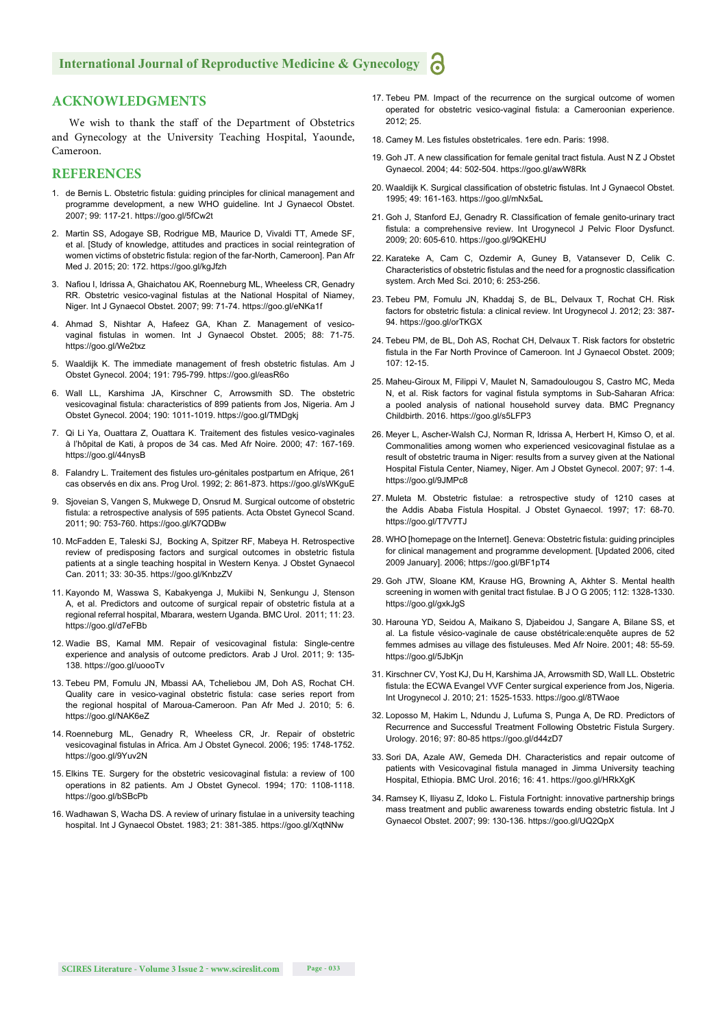## ACKNOWLEDGMENTS

We wish to thank the staff of the Department of Obstetrics and Gynecology at the University Teaching Hospital, Yaounde, Cameroon.

## REFERENCES

1. de Bernis L. Obstetric fistula: guiding principles for clinical management and programme development, a new WHO guideline. Int J Gynaecol Obstet. 2007; 99: 117-21. https://goo.gl/5fCw2t
2. Martin SS, Adogaye SB, Rodrigue MB, Maurice D, Vivaldi TT, Amede SF, et al. [Study of knowledge, attitudes and practices in social reintegration of women victims of obstetric fistula: region of the far-North, Cameroon]. Pan Afr Med J. 2015; 20: 172. https://goo.gl/kgJfzh
3. Nafiou I, Idrissa A, Ghaichatou AK, Roenneburg ML, Wheeless CR, Genadry RR. Obstetric vesico-vaginal fistulas at the National Hospital of Niamey, Niger. Int J Gynaecol Obstet. 2007; 99: 71-74. https://goo.gl/eNKa1f
4. Ahmad S, Nishtar A, Hafeez GA, Khan Z. Management of vesico-vaginal fistulas in women. Int J Gynaecol Obstet. 2005; 88: 71-75. https://goo.gl/We2txz
5. Waaldijk K. The immediate management of fresh obstetric fistulas. Am J Obstet Gynecol. 2004; 191: 795-799. https://goo.gl/easR6o
6. Wall LL, Karshima JA, Kirschner C, Arrowsmith SD. The obstetric vesicovaginal fistula: characteristics of 899 patients from Jos, Nigeria. Am J Obstet Gynecol. 2004; 190: 1011-1019. https://goo.gl/TMDgkj
7. Qi Li Ya, Ouattara Z, Ouattara K. Traitement des fistules vesico-vaginales à l'hôpital de Kati, à propos de 34 cas. Med Afr Noire. 2000; 47: 167-169. https://goo.gl/44nysB
8. Falandry L. Traitement des fistules uro-génitales postpartum en Afrique, 261 cas observés en dix ans. Prog Urol. 1992; 2: 861-873. https://goo.gl/sWKguE
9. Sjoveian S, Vangen S, Mukwege D, Onsrud M. Surgical outcome of obstetric fistula: a retrospective analysis of 595 patients. Acta Obstet Gynecol Scand. 2011; 90: 753-760. https://goo.gl/K7QDBw
10. McFadden E, Taleski SJ, Bocking A, Spitzer RF, Mabeya H. Retrospective review of predisposing factors and surgical outcomes in obstetric fistula patients at a single teaching hospital in Western Kenya. J Obstet Gynaecol Can. 2011; 33: 30-35. https://goo.gl/KnbzZV
11. Kayondo M, Wasswa S, Kabakyenga J, Mukiibi N, Senkungu J, Stenson A, et al. Predictors and outcome of surgical repair of obstetric fistula at a regional referral hospital, Mbarara, western Uganda. BMC Urol. 2011; 11: 23. https://goo.gl/d7eFBb
12. Wadie BS, Kamal MM. Repair of vesicovaginal fistula: Single-centre experience and analysis of outcome predictors. Arab J Urol. 2011; 9: 135-138. https://goo.gl/uoooTv
13. Tebeu PM, Fomulu JN, Mbassi AA, Tcheliebou JM, Doh AS, Rochat CH. Quality care in vesico-vaginal obstetric fistula: case series report from the regional hospital of Maroua-Cameroon. Pan Afr Med J. 2010; 5: 6. https://goo.gl/NAK6eZ
14. Roenneburg ML, Genadry R, Wheeless CR, Jr. Repair of obstetric vesicovaginal fistulas in Africa. Am J Obstet Gynecol. 2006; 195: 1748-1752. https://goo.gl/9Yuv2N
15. Elkins TE. Surgery for the obstetric vesicovaginal fistula: a review of 100 operations in 82 patients. Am J Obstet Gynecol. 1994; 170: 1108-1118. https://goo.gl/bSBcPb
16. Wadhawan S, Wacha DS. A review of urinary fistulae in a university teaching hospital. Int J Gynaecol Obstet. 1983; 21: 381-385. https://goo.gl/XqtNNw
17. Tebeu PM. Impact of the recurrence on the surgical outcome of women operated for obstetric vesico-vaginal fistula: a Cameroonian experience. 2012; 25.
18. Camey M. Les fistules obstetricales. 1ere edn. Paris: 1998.
19. Goh JT. A new classification for female genital tract fistula. Aust N Z J Obstet Gynaecol. 2004; 44: 502-504. https://goo.gl/awW8Rk
20. Waaldijk K. Surgical classification of obstetric fistulas. Int J Gynaecol Obstet. 1995; 49: 161-163. https://goo.gl/mNx5aL
21. Goh J, Stanford EJ, Genadry R. Classification of female genito-urinary tract fistula: a comprehensive review. Int Urogynecol J Pelvic Floor Dysfunct. 2009; 20: 605-610. https://goo.gl/9QKEHU
22. Karateke A, Cam C, Ozdemir A, Guney B, Vatansever D, Celik C. Characteristics of obstetric fistulas and the need for a prognostic classification system. Arch Med Sci. 2010; 6: 253-256.
23. Tebeu PM, Fomulu JN, Khaddaj S, de BL, Delvaux T, Rochat CH. Risk factors for obstetric fistula: a clinical review. Int Urogynecol J. 2012; 23: 387-94. https://goo.gl/orTKGX
24. Tebeu PM, de BL, Doh AS, Rochat CH, Delvaux T. Risk factors for obstetric fistula in the Far North Province of Cameroon. Int J Gynaecol Obstet. 2009; 107: 12-15.
25. Maheu-Giroux M, Filippi V, Maulet N, Samadoulougou S, Castro MC, Meda N, et al. Risk factors for vaginal fistula symptoms in Sub-Saharan Africa: a pooled analysis of national household survey data. BMC Pregnancy Childbirth. 2016. https://goo.gl/s5LFP3
26. Meyer L, Ascher-Walsh CJ, Norman R, Idrissa A, Herbert H, Kimso O, et al. Commonalities among women who experienced vesicovaginal fistulae as a result of obstetric trauma in Niger: results from a survey given at the National Hospital Fistula Center, Niamey, Niger. Am J Obstet Gynecol. 2007; 97: 1-4. https://goo.gl/9JMPc8
27. Muleta M. Obstetric fistulae: a retrospective study of 1210 cases at the Addis Ababa Fistula Hospital. J Obstet Gynaecol. 1997; 17: 68-70. https://goo.gl/T7V7TJ
28. WHO [homepage on the Internet]. Geneva: Obstetric fistula: guiding principles for clinical management and programme development. [Updated 2006, cited 2009 January]. 2006; https://goo.gl/BF1pT4
29. Goh JTW, Sloane KM, Krause HG, Browning A, Akhter S. Mental health screening in women with genital tract fistulae. B J O G 2005; 112: 1328-1330. https://goo.gl/gxkJgS
30. Harouna YD, Seidou A, Maikano S, Djabeidou J, Sangare A, Bilane SS, et al. La fistule vésico-vaginale de cause obstétricale:enquête aupres de 52 femmes admises au village des fistuleuses. Med Afr Noire. 2001; 48: 55-59. https://goo.gl/5JbKjn
31. Kirschner CV, Yost KJ, Du H, Karshima JA, Arrowsmith SD, Wall LL. Obstetric fistula: the ECWA Evangel VVF Center surgical experience from Jos, Nigeria. Int Urogynecol J. 2010; 21: 1525-1533. https://goo.gl/8TWaoe
32. Loposso M, Hakim L, Ndundu J, Lufuma S, Punga A, De RD. Predictors of Recurrence and Successful Treatment Following Obstetric Fistula Surgery. Urology. 2016; 97: 80-85 https://goo.gl/d44zD7
33. Sori DA, Azale AW, Gemeda DH. Characteristics and repair outcome of patients with Vesicovaginal fistula managed in Jimma University teaching Hospital, Ethiopia. BMC Urol. 2016; 16: 41. https://goo.gl/HRkXgK
34. Ramsey K, Iliyasu Z, Idoko L. Fistula Fortnight: innovative partnership brings mass treatment and public awareness towards ending obstetric fistula. Int J Gynaecol Obstet. 2007; 99: 130-136. https://goo.gl/UQ2QpX